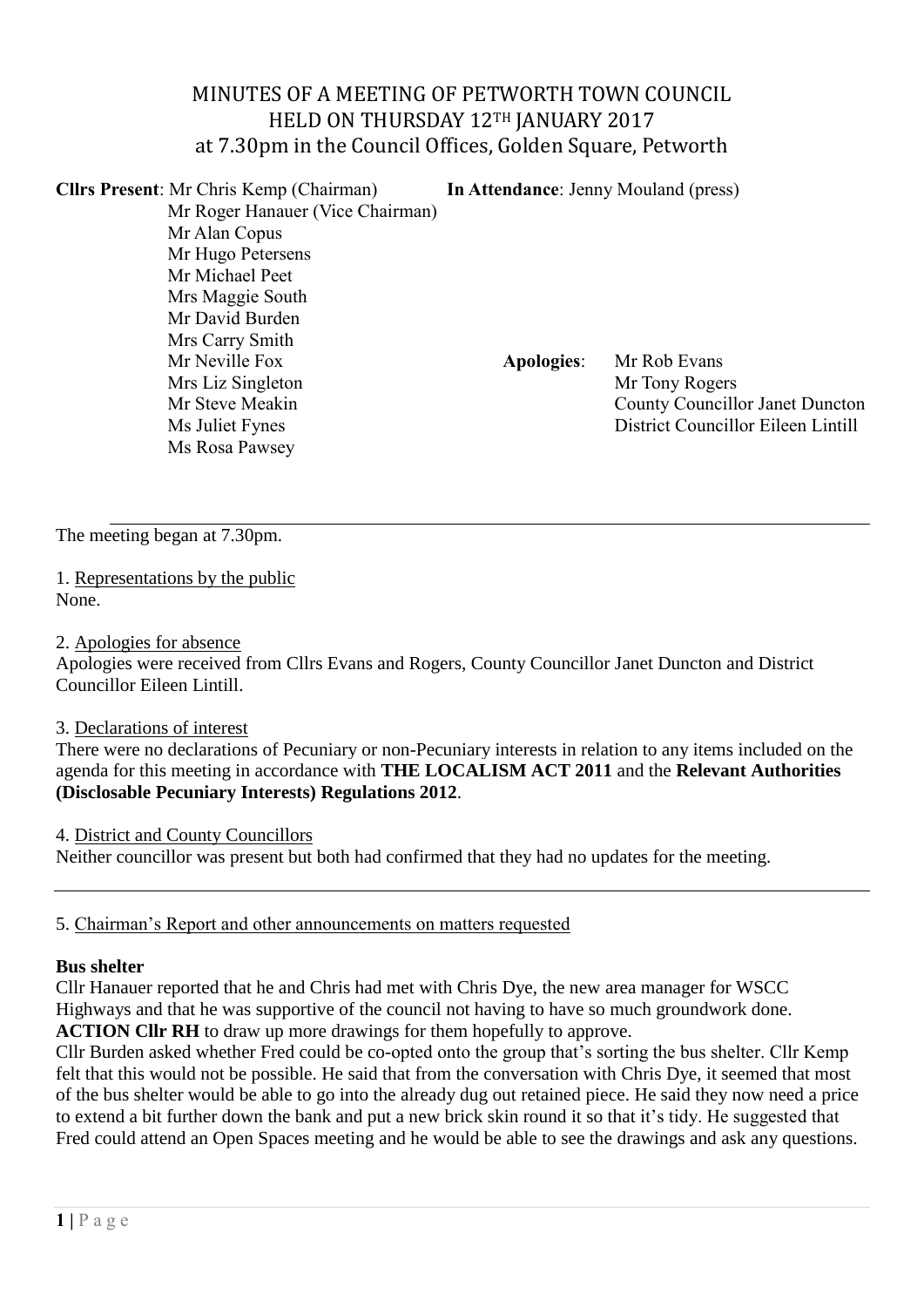# MINUTES OF A MEETING OF PETWORTH TOWN COUNCIL
# HELD ON THURSDAY 12TH JANUARY 2017
## at 7.30pm in the Council Offices, Golden Square, Petworth

**Cllrs Present**: Mr Chris Kemp (Chairman)
Mr Roger Hanauer (Vice Chairman)
Mr Alan Copus
Mr Hugo Petersens
Mr Michael Peet
Mrs Maggie South
Mr David Burden
Mrs Carry Smith
Mr Neville Fox
Mrs Liz Singleton
Mr Steve Meakin
Ms Juliet Fynes
Ms Rosa Pawsey

**In Attendance**: Jenny Mouland (press)

**Apologies**: Mr Rob Evans
Mr Tony Rogers
County Councillor Janet Duncton
District Councillor Eileen Lintill

---

The meeting began at 7.30pm.

1. Representations by the public
None.

2. Apologies for absence
Apologies were received from Cllrs Evans and Rogers, County Councillor Janet Duncton and District Councillor Eileen Lintill.

3. Declarations of interest
There were no declarations of Pecuniary or non-Pecuniary interests in relation to any items included on the agenda for this meeting in accordance with **THE LOCALISM ACT 2011** and the **Relevant Authorities (Disclosable Pecuniary Interests) Regulations 2012**.

4. District and County Councillors
Neither councillor was present but both had confirmed that they had no updates for the meeting.

---

5. Chairman's Report and other announcements on matters requested

**Bus shelter**
Cllr Hanauer reported that he and Chris had met with Chris Dye, the new area manager for WSCC Highways and that he was supportive of the council not having to have so much groundwork done.
**ACTION Cllr RH** to draw up more drawings for them hopefully to approve.
Cllr Burden asked whether Fred could be co-opted onto the group that's sorting the bus shelter. Cllr Kemp felt that this would not be possible. He said that from the conversation with Chris Dye, it seemed that most of the bus shelter would be able to go into the already dug out retained piece. He said they now need a price to extend a bit further down the bank and put a new brick skin round it so that it's tidy. He suggested that Fred could attend an Open Spaces meeting and he would be able to see the drawings and ask any questions.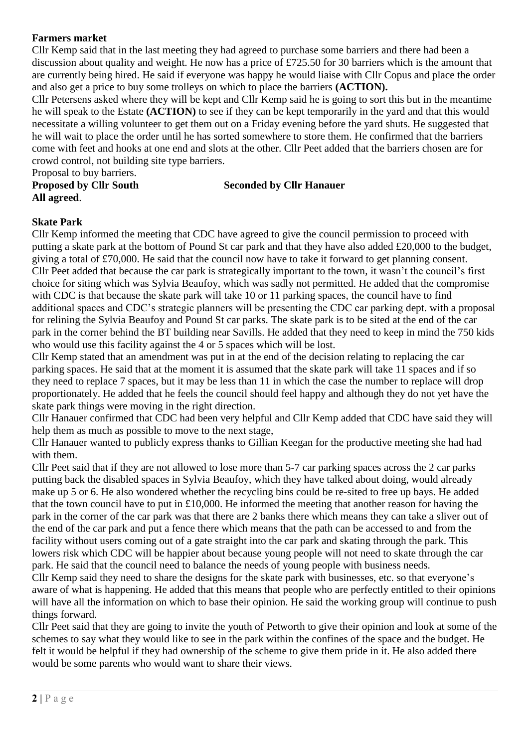**Farmers market**

Cllr Kemp said that in the last meeting they had agreed to purchase some barriers and there had been a discussion about quality and weight. He now has a price of £725.50 for 30 barriers which is the amount that are currently being hired. He said if everyone was happy he would liaise with Cllr Copus and place the order and also get a price to buy some trolleys on which to place the barriers **(ACTION).**

Cllr Petersens asked where they will be kept and Cllr Kemp said he is going to sort this but in the meantime he will speak to the Estate **(ACTION)** to see if they can be kept temporarily in the yard and that this would necessitate a willing volunteer to get them out on a Friday evening before the yard shuts. He suggested that he will wait to place the order until he has sorted somewhere to store them. He confirmed that the barriers come with feet and hooks at one end and slots at the other. Cllr Peet added that the barriers chosen are for crowd control, not building site type barriers.

Proposal to buy barriers.

**Proposed by Cllr South** **Seconded by Cllr Hanauer**

**All agreed**.

**Skate Park**

Cllr Kemp informed the meeting that CDC have agreed to give the council permission to proceed with putting a skate park at the bottom of Pound St car park and that they have also added £20,000 to the budget, giving a total of £70,000. He said that the council now have to take it forward to get planning consent.

Cllr Peet added that because the car park is strategically important to the town, it wasn't the council's first choice for siting which was Sylvia Beaufoy, which was sadly not permitted. He added that the compromise with CDC is that because the skate park will take 10 or 11 parking spaces, the council have to find additional spaces and CDC's strategic planners will be presenting the CDC car parking dept. with a proposal for relining the Sylvia Beaufoy and Pound St car parks. The skate park is to be sited at the end of the car park in the corner behind the BT building near Savills. He added that they need to keep in mind the 750 kids who would use this facility against the 4 or 5 spaces which will be lost.

Cllr Kemp stated that an amendment was put in at the end of the decision relating to replacing the car parking spaces. He said that at the moment it is assumed that the skate park will take 11 spaces and if so they need to replace 7 spaces, but it may be less than 11 in which the case the number to replace will drop proportionately. He added that he feels the council should feel happy and although they do not yet have the skate park things were moving in the right direction.

Cllr Hanauer confirmed that CDC had been very helpful and Cllr Kemp added that CDC have said they will help them as much as possible to move to the next stage,

Cllr Hanauer wanted to publicly express thanks to Gillian Keegan for the productive meeting she had had with them.

Cllr Peet said that if they are not allowed to lose more than 5-7 car parking spaces across the 2 car parks putting back the disabled spaces in Sylvia Beaufoy, which they have talked about doing, would already make up 5 or 6. He also wondered whether the recycling bins could be re-sited to free up bays. He added that the town council have to put in £10,000. He informed the meeting that another reason for having the park in the corner of the car park was that there are 2 banks there which means they can take a sliver out of the end of the car park and put a fence there which means that the path can be accessed to and from the facility without users coming out of a gate straight into the car park and skating through the park. This lowers risk which CDC will be happier about because young people will not need to skate through the car park. He said that the council need to balance the needs of young people with business needs.

Cllr Kemp said they need to share the designs for the skate park with businesses, etc. so that everyone's aware of what is happening. He added that this means that people who are perfectly entitled to their opinions will have all the information on which to base their opinion. He said the working group will continue to push things forward.

Cllr Peet said that they are going to invite the youth of Petworth to give their opinion and look at some of the schemes to say what they would like to see in the park within the confines of the space and the budget. He felt it would be helpful if they had ownership of the scheme to give them pride in it. He also added there would be some parents who would want to share their views.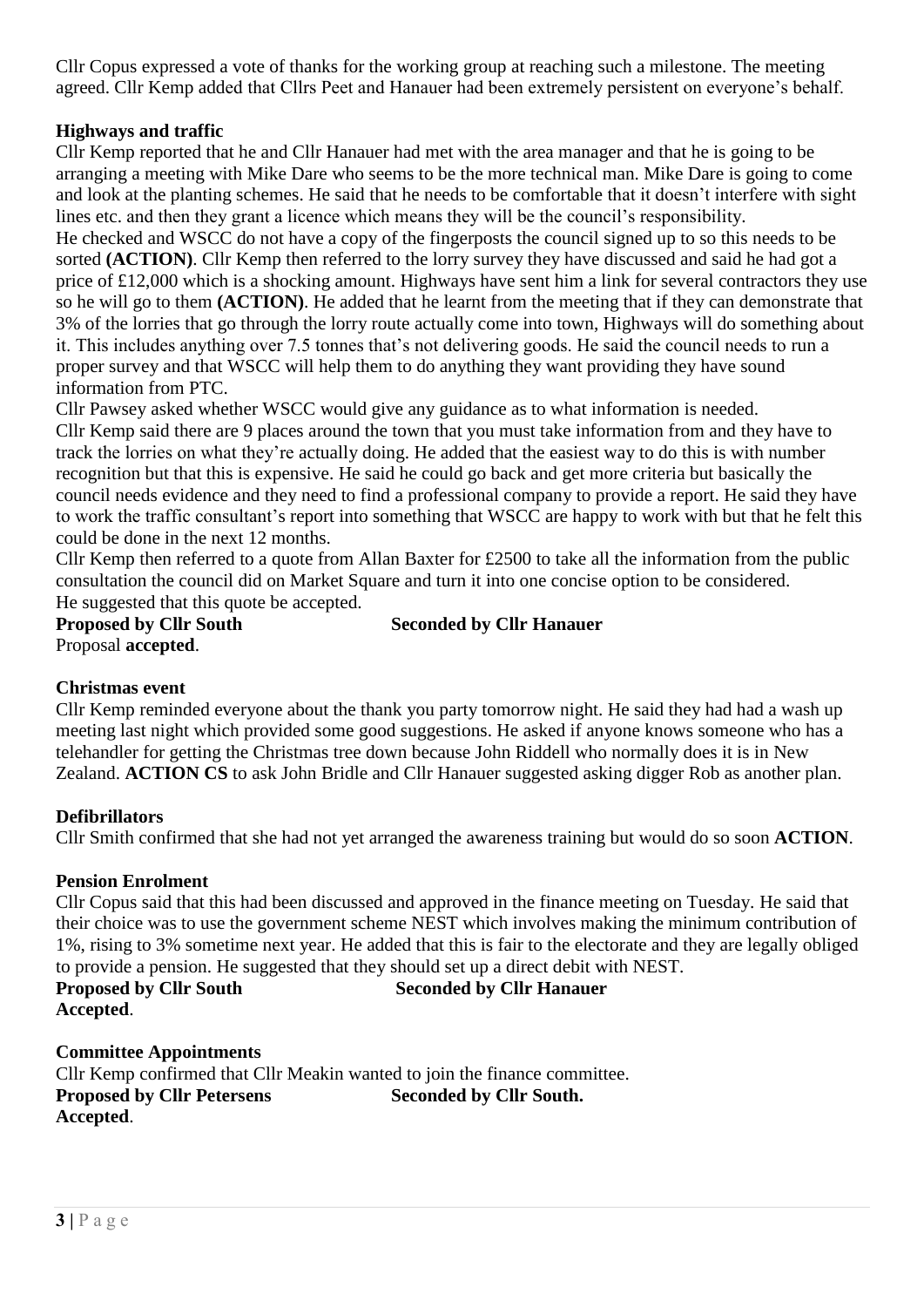Cllr Copus expressed a vote of thanks for the working group at reaching such a milestone. The meeting agreed. Cllr Kemp added that Cllrs Peet and Hanauer had been extremely persistent on everyone's behalf.

**Highways and traffic**

Cllr Kemp reported that he and Cllr Hanauer had met with the area manager and that he is going to be arranging a meeting with Mike Dare who seems to be the more technical man. Mike Dare is going to come and look at the planting schemes. He said that he needs to be comfortable that it doesn't interfere with sight lines etc. and then they grant a licence which means they will be the council's responsibility.

He checked and WSCC do not have a copy of the fingerposts the council signed up to so this needs to be sorted **(ACTION)**. Cllr Kemp then referred to the lorry survey they have discussed and said he had got a price of £12,000 which is a shocking amount. Highways have sent him a link for several contractors they use so he will go to them **(ACTION)**. He added that he learnt from the meeting that if they can demonstrate that 3% of the lorries that go through the lorry route actually come into town, Highways will do something about it. This includes anything over 7.5 tonnes that's not delivering goods. He said the council needs to run a proper survey and that WSCC will help them to do anything they want providing they have sound information from PTC.

Cllr Pawsey asked whether WSCC would give any guidance as to what information is needed.

Cllr Kemp said there are 9 places around the town that you must take information from and they have to track the lorries on what they're actually doing. He added that the easiest way to do this is with number recognition but that this is expensive. He said he could go back and get more criteria but basically the council needs evidence and they need to find a professional company to provide a report. He said they have to work the traffic consultant's report into something that WSCC are happy to work with but that he felt this could be done in the next 12 months.

Cllr Kemp then referred to a quote from Allan Baxter for £2500 to take all the information from the public consultation the council did on Market Square and turn it into one concise option to be considered.

He suggested that this quote be accepted.

**Proposed by Cllr South** **Seconded by Cllr Hanauer**

Proposal **accepted**.

**Christmas event**

Cllr Kemp reminded everyone about the thank you party tomorrow night. He said they had had a wash up meeting last night which provided some good suggestions. He asked if anyone knows someone who has a telehandler for getting the Christmas tree down because John Riddell who normally does it is in New Zealand. **ACTION CS** to ask John Bridle and Cllr Hanauer suggested asking digger Rob as another plan.

**Defibrillators**

Cllr Smith confirmed that she had not yet arranged the awareness training but would do so soon **ACTION**.

**Pension Enrolment**

Cllr Copus said that this had been discussed and approved in the finance meeting on Tuesday. He said that their choice was to use the government scheme NEST which involves making the minimum contribution of 1%, rising to 3% sometime next year. He added that this is fair to the electorate and they are legally obliged to provide a pension. He suggested that they should set up a direct debit with NEST.

**Proposed by Cllr South** **Seconded by Cllr Hanauer**

**Accepted**.

**Committee Appointments**

Cllr Kemp confirmed that Cllr Meakin wanted to join the finance committee.

**Proposed by Cllr Petersens** **Seconded by Cllr South.**

**Accepted**.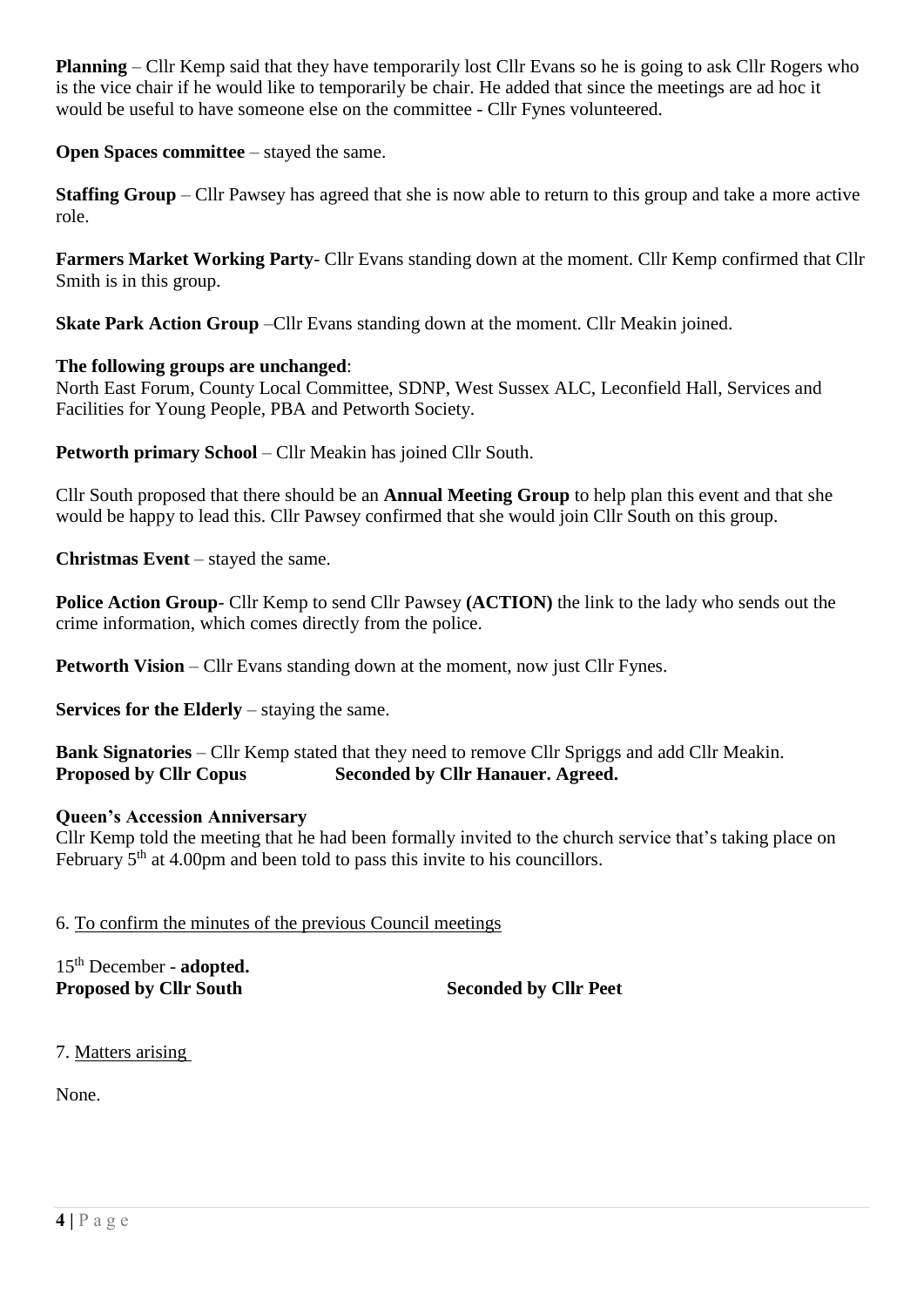**Planning** – Cllr Kemp said that they have temporarily lost Cllr Evans so he is going to ask Cllr Rogers who is the vice chair if he would like to temporarily be chair. He added that since the meetings are ad hoc it would be useful to have someone else on the committee - Cllr Fynes volunteered.

**Open Spaces committee** – stayed the same.

**Staffing Group** – Cllr Pawsey has agreed that she is now able to return to this group and take a more active role.

**Farmers Market Working Party**- Cllr Evans standing down at the moment. Cllr Kemp confirmed that Cllr Smith is in this group.

**Skate Park Action Group** –Cllr Evans standing down at the moment. Cllr Meakin joined.

**The following groups are unchanged**:
North East Forum, County Local Committee, SDNP, West Sussex ALC, Leconfield Hall, Services and Facilities for Young People, PBA and Petworth Society.

**Petworth primary School** – Cllr Meakin has joined Cllr South.

Cllr South proposed that there should be an **Annual Meeting Group** to help plan this event and that she would be happy to lead this. Cllr Pawsey confirmed that she would join Cllr South on this group.

**Christmas Event** – stayed the same.

**Police Action Group**- Cllr Kemp to send Cllr Pawsey **(ACTION)** the link to the lady who sends out the crime information, which comes directly from the police.

**Petworth Vision** – Cllr Evans standing down at the moment, now just Cllr Fynes.

**Services for the Elderly** – staying the same.

**Bank Signatories** – Cllr Kemp stated that they need to remove Cllr Spriggs and add Cllr Meakin.
**Proposed by Cllr Copus** **Seconded by Cllr Hanauer. Agreed.**

**Queen's Accession Anniversary**
Cllr Kemp told the meeting that he had been formally invited to the church service that's taking place on February 5th at 4.00pm and been told to pass this invite to his councillors.

6. <u>To confirm the minutes of the previous Council meetings</u>

15th December - **adopted.**
**Proposed by Cllr South** **Seconded by Cllr Peet**

7. <u>Matters arising</u>

None.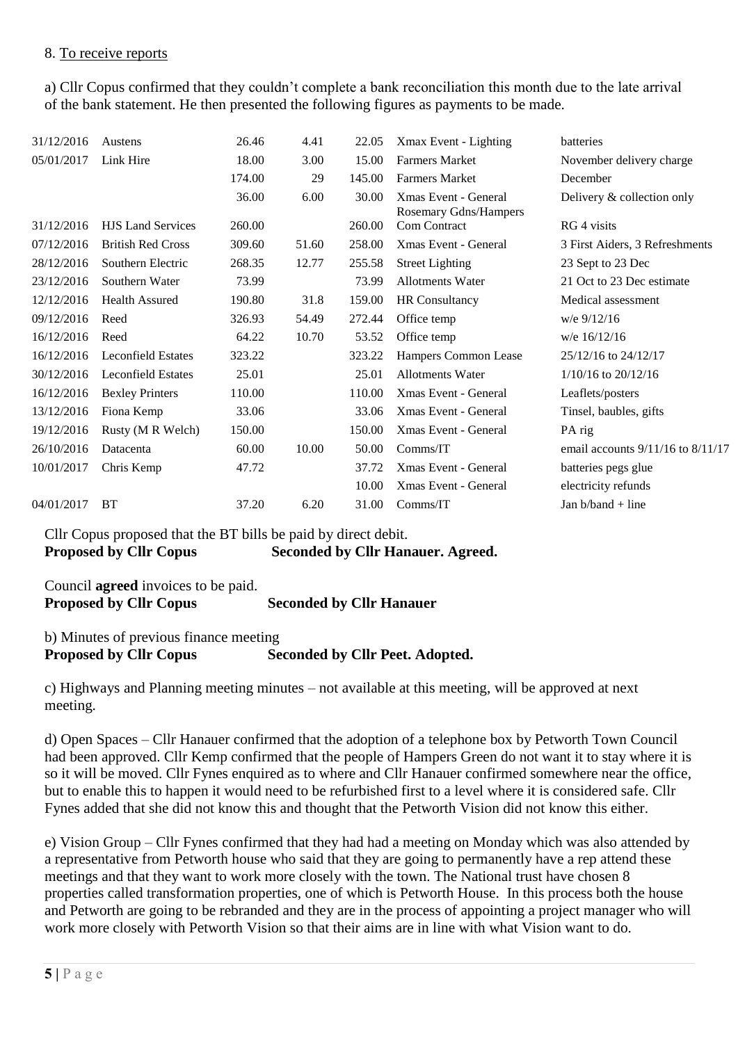8. To receive reports

a) Cllr Copus confirmed that they couldn't complete a bank reconciliation this month due to the late arrival of the bank statement. He then presented the following figures as payments to be made.

| | | | | | | |
|---|---|---|---|---|---|---|
| 31/12/2016 | Austens | 26.46 | 4.41 | 22.05 | Xmax Event - Lighting | batteries |
| 05/01/2017 | Link Hire | 18.00 | 3.00 | 15.00 | Farmers Market | November delivery charge |
| | | 174.00 | 29 | 145.00 | Farmers Market | December |
| | | 36.00 | 6.00 | 30.00 | Xmas Event - General | Delivery & collection only |
| 31/12/2016 | HJS Land Services | 260.00 | | 260.00 | Rosemary Gdns/Hampers Com Contract | RG 4 visits |
| 07/12/2016 | British Red Cross | 309.60 | 51.60 | 258.00 | Xmas Event - General | 3 First Aiders, 3 Refreshments |
| 28/12/2016 | Southern Electric | 268.35 | 12.77 | 255.58 | Street Lighting | 23 Sept to 23 Dec |
| 23/12/2016 | Southern Water | 73.99 | | 73.99 | Allotments Water | 21 Oct to 23 Dec estimate |
| 12/12/2016 | Health Assured | 190.80 | 31.8 | 159.00 | HR Consultancy | Medical assessment |
| 09/12/2016 | Reed | 326.93 | 54.49 | 272.44 | Office temp | w/e 9/12/16 |
| 16/12/2016 | Reed | 64.22 | 10.70 | 53.52 | Office temp | w/e 16/12/16 |
| 16/12/2016 | Leconfield Estates | 323.22 | | 323.22 | Hampers Common Lease | 25/12/16 to 24/12/17 |
| 30/12/2016 | Leconfield Estates | 25.01 | | 25.01 | Allotments Water | 1/10/16 to 20/12/16 |
| 16/12/2016 | Bexley Printers | 110.00 | | 110.00 | Xmas Event - General | Leaflets/posters |
| 13/12/2016 | Fiona Kemp | 33.06 | | 33.06 | Xmas Event - General | Tinsel, baubles, gifts |
| 19/12/2016 | Rusty (M R Welch) | 150.00 | | 150.00 | Xmas Event - General | PA rig |
| 26/10/2016 | Datacenta | 60.00 | 10.00 | 50.00 | Comms/IT | email accounts 9/11/16 to 8/11/17 |
| 10/01/2017 | Chris Kemp | 47.72 | | 37.72 | Xmas Event - General | batteries pegs glue |
| | | | | 10.00 | Xmas Event - General | electricity refunds |
| 04/01/2017 | BT | 37.20 | 6.20 | 31.00 | Comms/IT | Jan b/band + line |

Cllr Copus proposed that the BT bills be paid by direct debit.
**Proposed by Cllr Copus Seconded by Cllr Hanauer. Agreed.**

Council **agreed** invoices to be paid.
**Proposed by Cllr Copus Seconded by Cllr Hanauer**

b) Minutes of previous finance meeting
**Proposed by Cllr Copus Seconded by Cllr Peet. Adopted.**

c) Highways and Planning meeting minutes – not available at this meeting, will be approved at next meeting.

d) Open Spaces – Cllr Hanauer confirmed that the adoption of a telephone box by Petworth Town Council had been approved. Cllr Kemp confirmed that the people of Hampers Green do not want it to stay where it is so it will be moved. Cllr Fynes enquired as to where and Cllr Hanauer confirmed somewhere near the office, but to enable this to happen it would need to be refurbished first to a level where it is considered safe. Cllr Fynes added that she did not know this and thought that the Petworth Vision did not know this either.

e) Vision Group – Cllr Fynes confirmed that they had had a meeting on Monday which was also attended by a representative from Petworth house who said that they are going to permanently have a rep attend these meetings and that they want to work more closely with the town. The National trust have chosen 8 properties called transformation properties, one of which is Petworth House. In this process both the house and Petworth are going to be rebranded and they are in the process of appointing a project manager who will work more closely with Petworth Vision so that their aims are in line with what Vision want to do.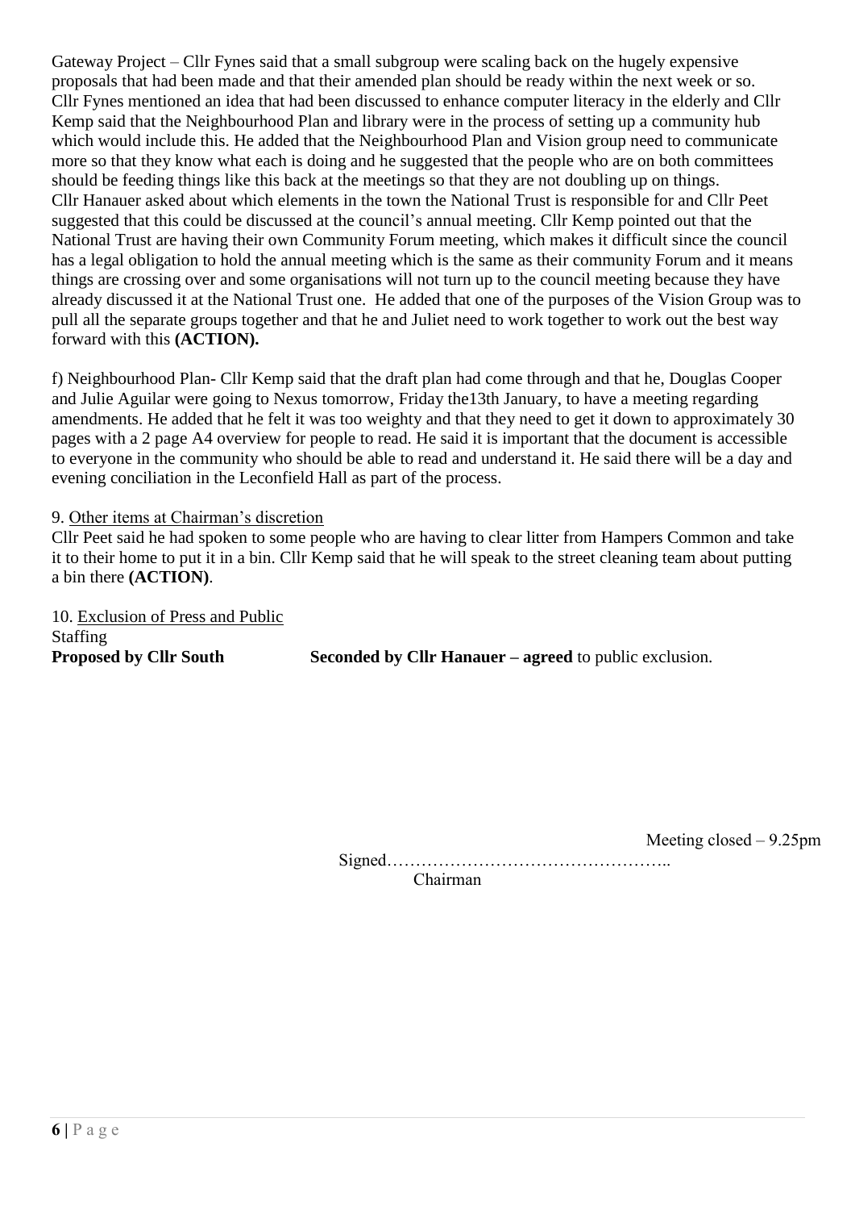Gateway Project – Cllr Fynes said that a small subgroup were scaling back on the hugely expensive proposals that had been made and that their amended plan should be ready within the next week or so. Cllr Fynes mentioned an idea that had been discussed to enhance computer literacy in the elderly and Cllr Kemp said that the Neighbourhood Plan and library were in the process of setting up a community hub which would include this. He added that the Neighbourhood Plan and Vision group need to communicate more so that they know what each is doing and he suggested that the people who are on both committees should be feeding things like this back at the meetings so that they are not doubling up on things. Cllr Hanauer asked about which elements in the town the National Trust is responsible for and Cllr Peet suggested that this could be discussed at the council's annual meeting. Cllr Kemp pointed out that the National Trust are having their own Community Forum meeting, which makes it difficult since the council has a legal obligation to hold the annual meeting which is the same as their community Forum and it means things are crossing over and some organisations will not turn up to the council meeting because they have already discussed it at the National Trust one. He added that one of the purposes of the Vision Group was to pull all the separate groups together and that he and Juliet need to work together to work out the best way forward with this **(ACTION).**

f) Neighbourhood Plan- Cllr Kemp said that the draft plan had come through and that he, Douglas Cooper and Julie Aguilar were going to Nexus tomorrow, Friday the13th January, to have a meeting regarding amendments. He added that he felt it was too weighty and that they need to get it down to approximately 30 pages with a 2 page A4 overview for people to read. He said it is important that the document is accessible to everyone in the community who should be able to read and understand it. He said there will be a day and evening conciliation in the Leconfield Hall as part of the process.

9. Other items at Chairman's discretion

Cllr Peet said he had spoken to some people who are having to clear litter from Hampers Common and take it to their home to put it in a bin. Cllr Kemp said that he will speak to the street cleaning team about putting a bin there **(ACTION)**.

10. Exclusion of Press and Public

Staffing

**Proposed by Cllr South** **Seconded by Cllr Hanauer – agreed** to public exclusion.

Meeting closed – 9.25pm

Signed…………………………………………..

Chairman